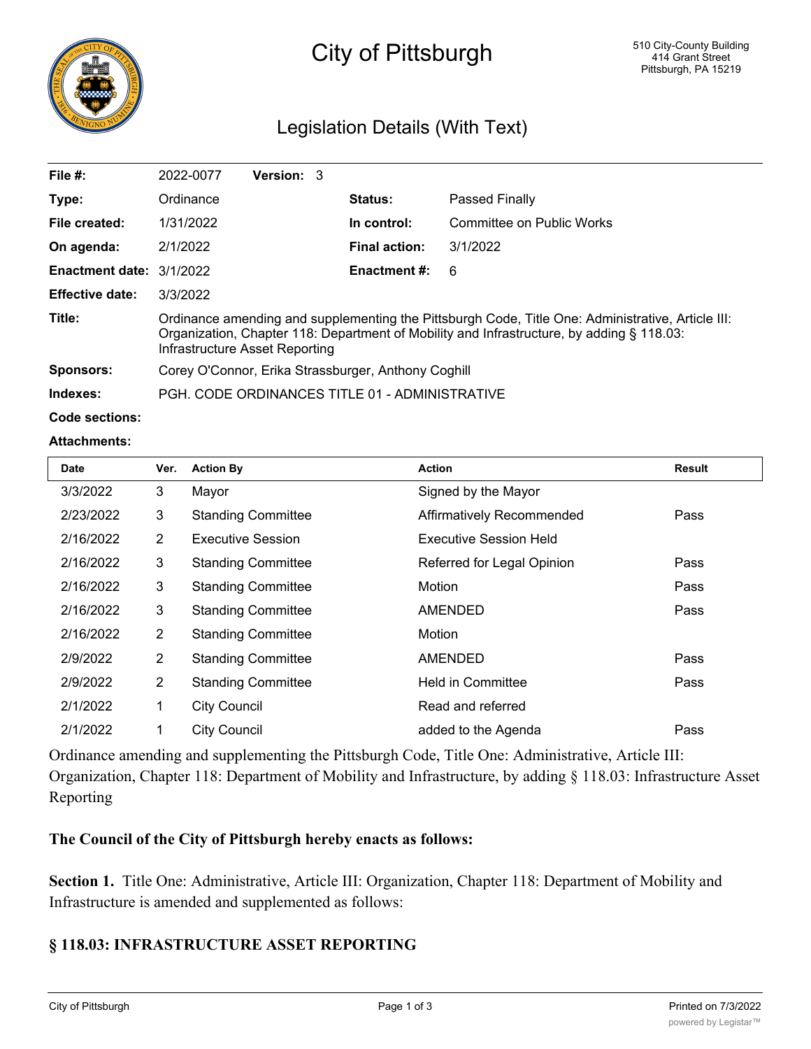# City of Pittsburgh

510 City-County Building
414 Grant Street
Pittsburgh, PA 15219

## Legislation Details (With Text)

| | | | |
|---|---|---|---|
| **File #:** | 2022-0077 **Version:** 3 | | |
| **Type:** | Ordinance | **Status:** | Passed Finally |
| **File created:** | 1/31/2022 | **In control:** | Committee on Public Works |
| **On agenda:** | 2/1/2022 | **Final action:** | 3/1/2022 |
| **Enactment date:** | 3/1/2022 | **Enactment #:** | 6 |
| **Effective date:** | 3/3/2022 | | |

**Title:** Ordinance amending and supplementing the Pittsburgh Code, Title One: Administrative, Article III: Organization, Chapter 118: Department of Mobility and Infrastructure, by adding § 118.03: Infrastructure Asset Reporting

**Sponsors:** Corey O'Connor, Erika Strassburger, Anthony Coghill

**Indexes:** PGH. CODE ORDINANCES TITLE 01 - ADMINISTRATIVE

**Code sections:**

**Attachments:**

| Date | Ver. | Action By | Action | Result |
|---|---|---|---|---|
| 3/3/2022 | 3 | Mayor | Signed by the Mayor | |
| 2/23/2022 | 3 | Standing Committee | Affirmatively Recommended | Pass |
| 2/16/2022 | 2 | Executive Session | Executive Session Held | |
| 2/16/2022 | 3 | Standing Committee | Referred for Legal Opinion | Pass |
| 2/16/2022 | 3 | Standing Committee | Motion | Pass |
| 2/16/2022 | 3 | Standing Committee | AMENDED | Pass |
| 2/16/2022 | 2 | Standing Committee | Motion | |
| 2/9/2022 | 2 | Standing Committee | AMENDED | Pass |
| 2/9/2022 | 2 | Standing Committee | Held in Committee | Pass |
| 2/1/2022 | 1 | City Council | Read and referred | |
| 2/1/2022 | 1 | City Council | added to the Agenda | Pass |

Ordinance amending and supplementing the Pittsburgh Code, Title One: Administrative, Article III: Organization, Chapter 118: Department of Mobility and Infrastructure, by adding § 118.03: Infrastructure Asset Reporting

**The Council of the City of Pittsburgh hereby enacts as follows:**

**Section 1.** Title One: Administrative, Article III: Organization, Chapter 118: Department of Mobility and Infrastructure is amended and supplemented as follows:

### § 118.03: INFRASTRUCTURE ASSET REPORTING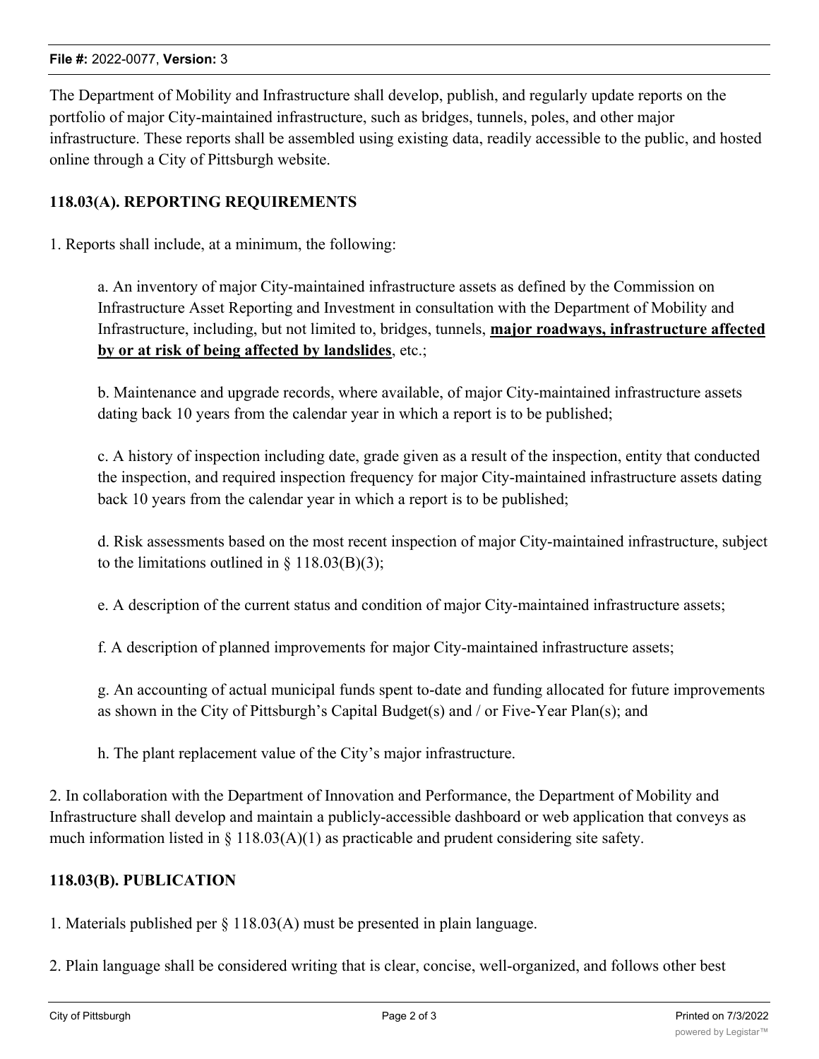The Department of Mobility and Infrastructure shall develop, publish, and regularly update reports on the portfolio of major City-maintained infrastructure, such as bridges, tunnels, poles, and other major infrastructure. These reports shall be assembled using existing data, readily accessible to the public, and hosted online through a City of Pittsburgh website.

## 118.03(A). REPORTING REQUIREMENTS

1. Reports shall include, at a minimum, the following:

    a. An inventory of major City-maintained infrastructure assets as defined by the Commission on Infrastructure Asset Reporting and Investment in consultation with the Department of Mobility and Infrastructure, including, but not limited to, bridges, tunnels, **major roadways, infrastructure affected by or at risk of being affected by landslides**, etc.;

    b. Maintenance and upgrade records, where available, of major City-maintained infrastructure assets dating back 10 years from the calendar year in which a report is to be published;

    c. A history of inspection including date, grade given as a result of the inspection, entity that conducted the inspection, and required inspection frequency for major City-maintained infrastructure assets dating back 10 years from the calendar year in which a report is to be published;

    d. Risk assessments based on the most recent inspection of major City-maintained infrastructure, subject to the limitations outlined in § 118.03(B)(3);

    e. A description of the current status and condition of major City-maintained infrastructure assets;

    f. A description of planned improvements for major City-maintained infrastructure assets;

    g. An accounting of actual municipal funds spent to-date and funding allocated for future improvements as shown in the City of Pittsburgh's Capital Budget(s) and / or Five-Year Plan(s); and

    h. The plant replacement value of the City's major infrastructure.

2. In collaboration with the Department of Innovation and Performance, the Department of Mobility and Infrastructure shall develop and maintain a publicly-accessible dashboard or web application that conveys as much information listed in § 118.03(A)(1) as practicable and prudent considering site safety.

## 118.03(B). PUBLICATION

1. Materials published per § 118.03(A) must be presented in plain language.

2. Plain language shall be considered writing that is clear, concise, well-organized, and follows other best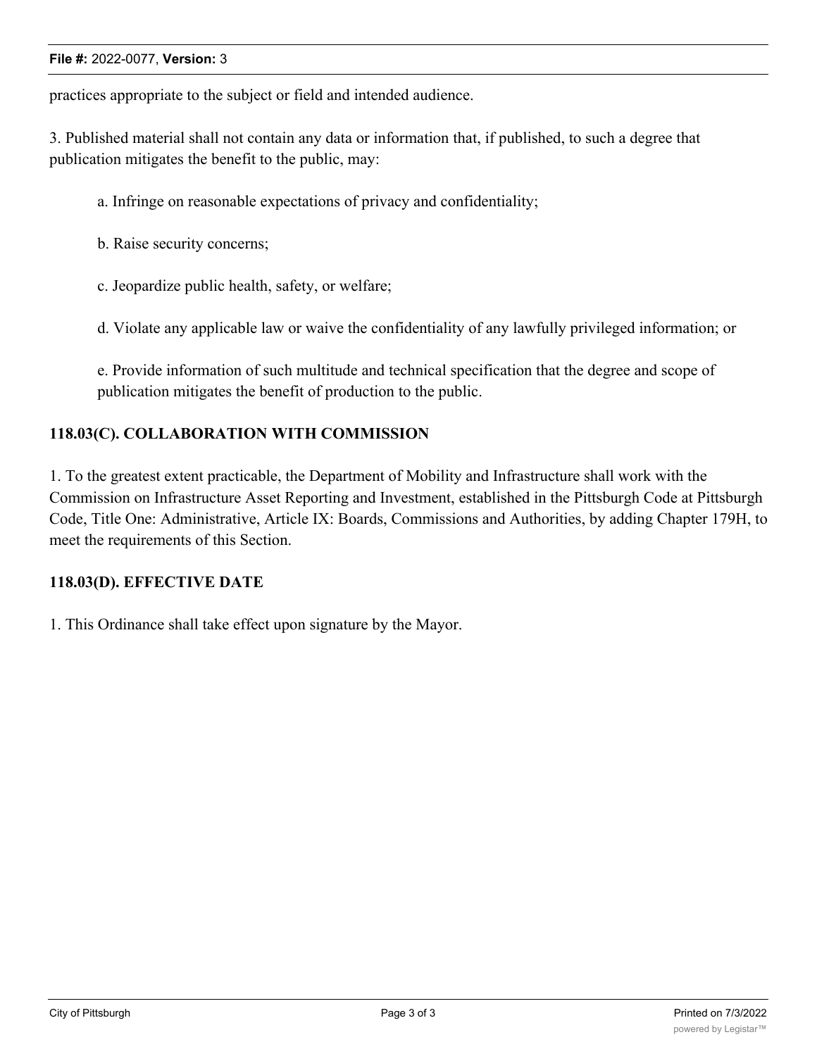practices appropriate to the subject or field and intended audience.

3. Published material shall not contain any data or information that, if published, to such a degree that publication mitigates the benefit to the public, may:

a. Infringe on reasonable expectations of privacy and confidentiality;

b. Raise security concerns;

c. Jeopardize public health, safety, or welfare;

d. Violate any applicable law or waive the confidentiality of any lawfully privileged information; or

e. Provide information of such multitude and technical specification that the degree and scope of publication mitigates the benefit of production to the public.

**118.03(C). COLLABORATION WITH COMMISSION**

1. To the greatest extent practicable, the Department of Mobility and Infrastructure shall work with the Commission on Infrastructure Asset Reporting and Investment, established in the Pittsburgh Code at Pittsburgh Code, Title One: Administrative, Article IX: Boards, Commissions and Authorities, by adding Chapter 179H, to meet the requirements of this Section.

**118.03(D). EFFECTIVE DATE**

1. This Ordinance shall take effect upon signature by the Mayor.